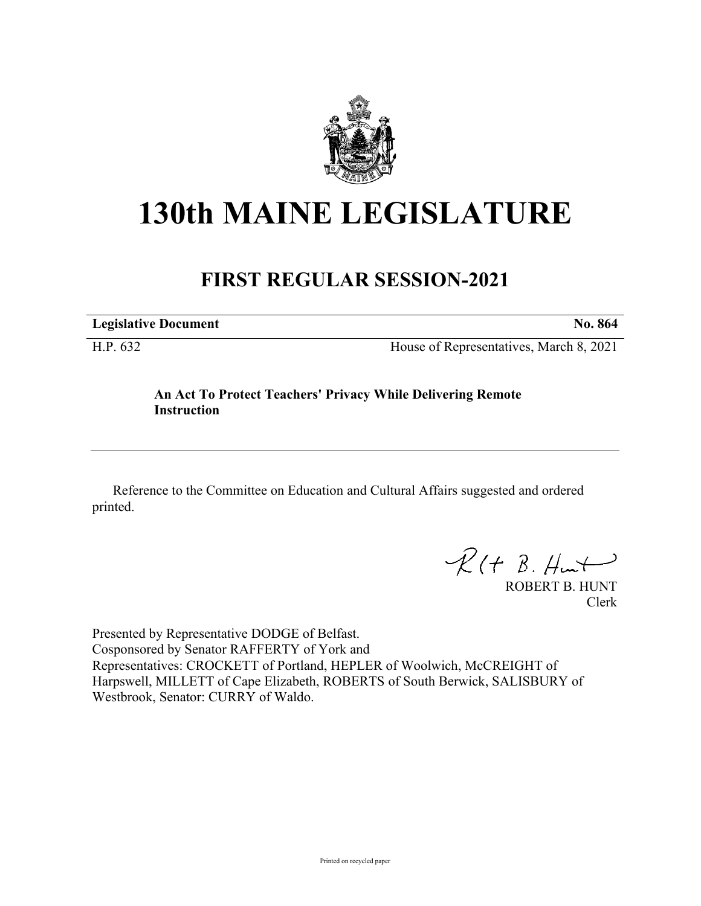# 130th MAINE LEGISLATURE

## FIRST REGULAR SESSION-2021

**Legislative Document** **No. 864**

H.P. 632 House of Representatives, March 8, 2021

**An Act To Protect Teachers' Privacy While Delivering Remote Instruction**

---

Reference to the Committee on Education and Cultural Affairs suggested and ordered printed.

ROBERT B. HUNT
Clerk

Presented by Representative DODGE of Belfast.
Cosponsored by Senator RAFFERTY of York and
Representatives: CROCKETT of Portland, HEPLER of Woolwich, McCREIGHT of Harpswell, MILLETT of Cape Elizabeth, ROBERTS of South Berwick, SALISBURY of Westbrook, Senator: CURRY of Waldo.

Printed on recycled paper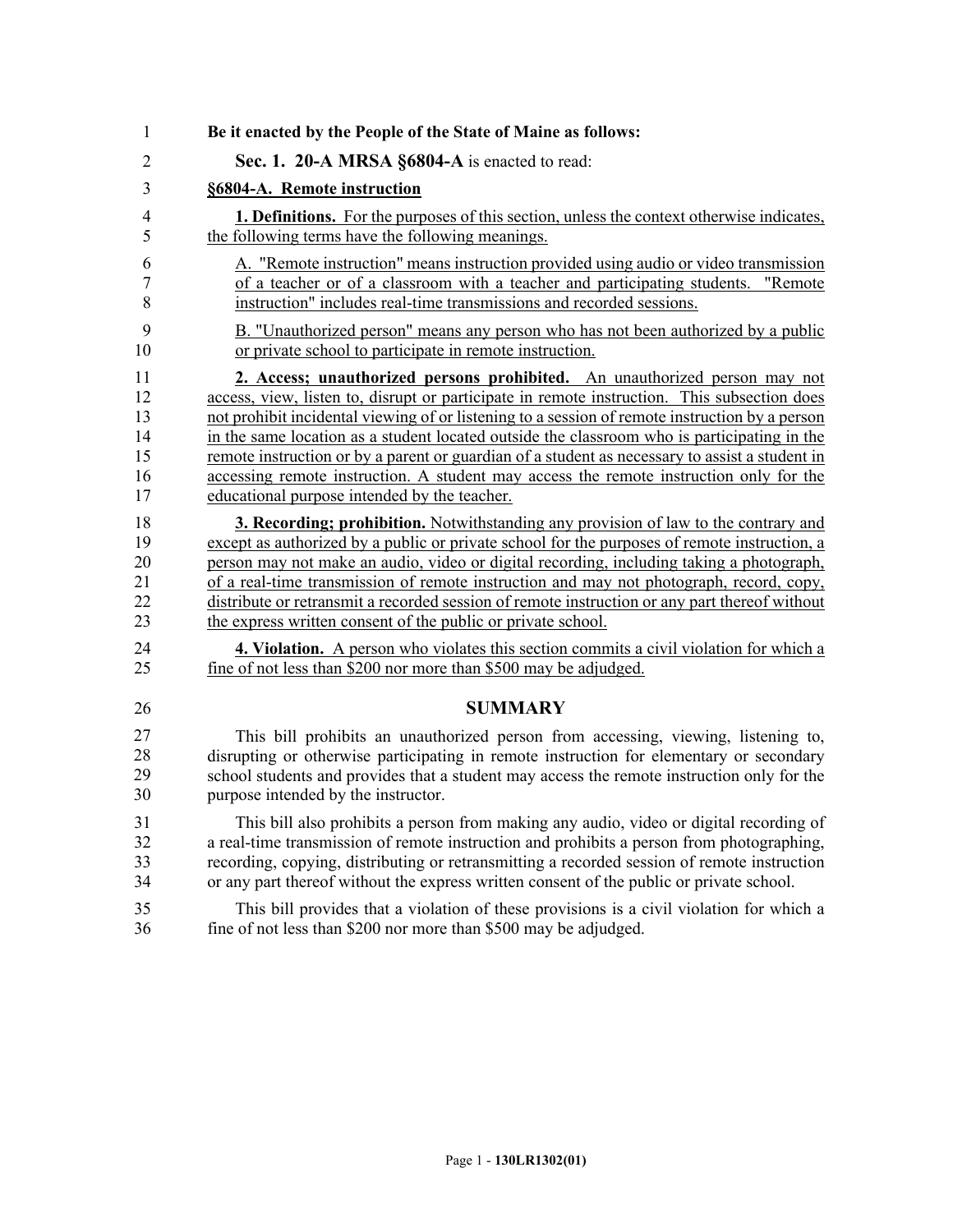**Be it enacted by the People of the State of Maine as follows:**

**Sec. 1. 20-A MRSA §6804-A** is enacted to read:

**§6804-A. Remote instruction**

**1. Definitions.** For the purposes of this section, unless the context otherwise indicates, the following terms have the following meanings.

A. "Remote instruction" means instruction provided using audio or video transmission of a teacher or of a classroom with a teacher and participating students. "Remote instruction" includes real-time transmissions and recorded sessions.

B. "Unauthorized person" means any person who has not been authorized by a public or private school to participate in remote instruction.

**2. Access; unauthorized persons prohibited.** An unauthorized person may not access, view, listen to, disrupt or participate in remote instruction. This subsection does not prohibit incidental viewing of or listening to a session of remote instruction by a person in the same location as a student located outside the classroom who is participating in the remote instruction or by a parent or guardian of a student as necessary to assist a student in accessing remote instruction. A student may access the remote instruction only for the educational purpose intended by the teacher.

**3. Recording; prohibition.** Notwithstanding any provision of law to the contrary and except as authorized by a public or private school for the purposes of remote instruction, a person may not make an audio, video or digital recording, including taking a photograph, of a real-time transmission of remote instruction and may not photograph, record, copy, distribute or retransmit a recorded session of remote instruction or any part thereof without the express written consent of the public or private school.

**4. Violation.** A person who violates this section commits a civil violation for which a fine of not less than $200 nor more than $500 may be adjudged.

## SUMMARY

This bill prohibits an unauthorized person from accessing, viewing, listening to, disrupting or otherwise participating in remote instruction for elementary or secondary school students and provides that a student may access the remote instruction only for the purpose intended by the instructor.

This bill also prohibits a person from making any audio, video or digital recording of a real-time transmission of remote instruction and prohibits a person from photographing, recording, copying, distributing or retransmitting a recorded session of remote instruction or any part thereof without the express written consent of the public or private school.

This bill provides that a violation of these provisions is a civil violation for which a fine of not less than $200 nor more than $500 may be adjudged.